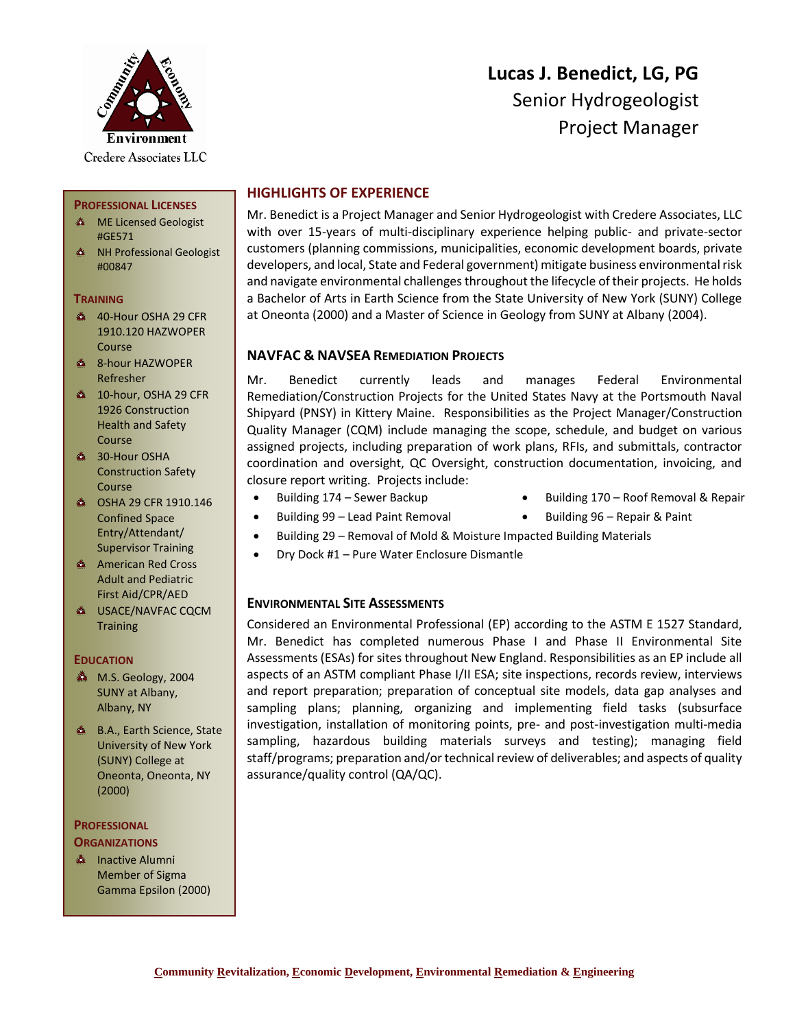Credere Associates LLC

# Lucas J. Benedict, LG, PG

Senior Hydrogeologist
Project Manager

## HIGHLIGHTS OF EXPERIENCE

Mr. Benedict is a Project Manager and Senior Hydrogeologist with Credere Associates, LLC with over 15-years of multi-disciplinary experience helping public- and private-sector customers (planning commissions, municipalities, economic development boards, private developers, and local, State and Federal government) mitigate business environmental risk and navigate environmental challenges throughout the lifecycle of their projects. He holds a Bachelor of Arts in Earth Science from the State University of New York (SUNY) College at Oneonta (2000) and a Master of Science in Geology from SUNY at Albany (2004).

### NAVFAC & NAVSEA REMEDIATION PROJECTS

Mr. Benedict currently leads and manages Federal Environmental Remediation/Construction Projects for the United States Navy at the Portsmouth Naval Shipyard (PNSY) in Kittery Maine. Responsibilities as the Project Manager/Construction Quality Manager (CQM) include managing the scope, schedule, and budget on various assigned projects, including preparation of work plans, RFIs, and submittals, contractor coordination and oversight, QC Oversight, construction documentation, invoicing, and closure report writing. Projects include:

- Building 174 – Sewer Backup
- Building 170 – Roof Removal & Repair
- Building 99 – Lead Paint Removal
- Building 96 – Repair & Paint
- Building 29 – Removal of Mold & Moisture Impacted Building Materials
- Dry Dock #1 – Pure Water Enclosure Dismantle

### ENVIRONMENTAL SITE ASSESSMENTS

Considered an Environmental Professional (EP) according to the ASTM E 1527 Standard, Mr. Benedict has completed numerous Phase I and Phase II Environmental Site Assessments (ESAs) for sites throughout New England. Responsibilities as an EP include all aspects of an ASTM compliant Phase I/II ESA; site inspections, records review, interviews and report preparation; preparation of conceptual site models, data gap analyses and sampling plans; planning, organizing and implementing field tasks (subsurface investigation, installation of monitoring points, pre- and post-investigation multi-media sampling, hazardous building materials surveys and testing); managing field staff/programs; preparation and/or technical review of deliverables; and aspects of quality assurance/quality control (QA/QC).

### PROFESSIONAL LICENSES

- ME Licensed Geologist #GE571
- NH Professional Geologist #00847

### TRAINING

- 40-Hour OSHA 29 CFR 1910.120 HAZWOPER Course
- 8-hour HAZWOPER Refresher
- 10-hour, OSHA 29 CFR 1926 Construction Health and Safety Course
- 30-Hour OSHA Construction Safety Course
- OSHA 29 CFR 1910.146 Confined Space Entry/Attendant/ Supervisor Training
- American Red Cross Adult and Pediatric First Aid/CPR/AED
- USACE/NAVFAC CQCM Training

### EDUCATION

- M.S. Geology, 2004 SUNY at Albany, Albany, NY
- B.A., Earth Science, State University of New York (SUNY) College at Oneonta, Oneonta, NY (2000)

### PROFESSIONAL ORGANIZATIONS

- Inactive Alumni Member of Sigma Gamma Epsilon (2000)

**Community Revitalization, Economic Development, Environmental Remediation & Engineering**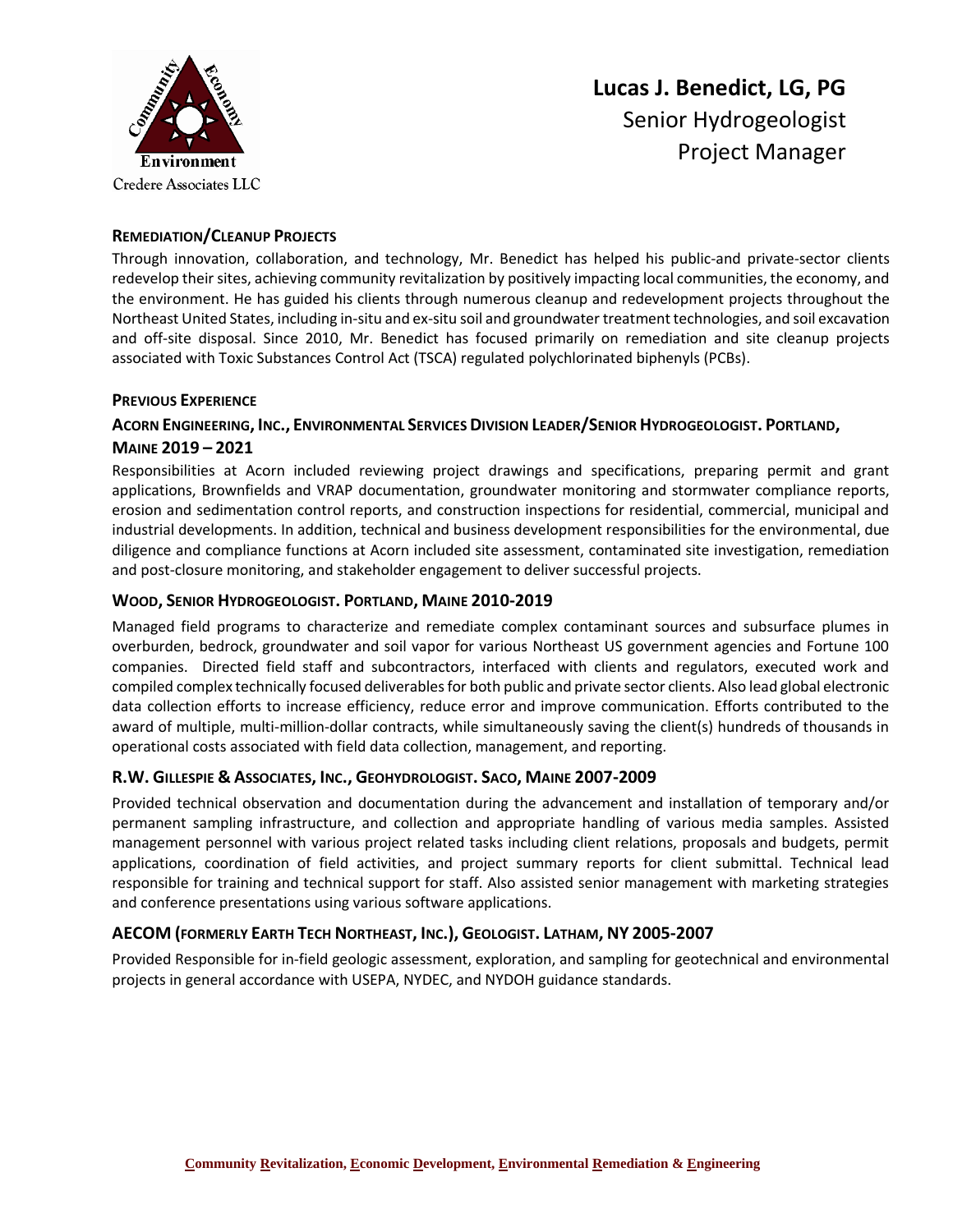# Lucas J. Benedict, LG, PG

Senior Hydrogeologist

Project Manager

Credere Associates LLC

## Remediation/Cleanup Projects

Through innovation, collaboration, and technology, Mr. Benedict has helped his public-and private-sector clients redevelop their sites, achieving community revitalization by positively impacting local communities, the economy, and the environment. He has guided his clients through numerous cleanup and redevelopment projects throughout the Northeast United States, including in-situ and ex-situ soil and groundwater treatment technologies, and soil excavation and off-site disposal. Since 2010, Mr. Benedict has focused primarily on remediation and site cleanup projects associated with Toxic Substances Control Act (TSCA) regulated polychlorinated biphenyls (PCBs).

## Previous Experience

### Acorn Engineering, Inc., Environmental Services Division Leader/Senior Hydrogeologist. Portland, Maine 2019 – 2021

Responsibilities at Acorn included reviewing project drawings and specifications, preparing permit and grant applications, Brownfields and VRAP documentation, groundwater monitoring and stormwater compliance reports, erosion and sedimentation control reports, and construction inspections for residential, commercial, municipal and industrial developments. In addition, technical and business development responsibilities for the environmental, due diligence and compliance functions at Acorn included site assessment, contaminated site investigation, remediation and post-closure monitoring, and stakeholder engagement to deliver successful projects.

### Wood, Senior Hydrogeologist. Portland, Maine 2010-2019

Managed field programs to characterize and remediate complex contaminant sources and subsurface plumes in overburden, bedrock, groundwater and soil vapor for various Northeast US government agencies and Fortune 100 companies. Directed field staff and subcontractors, interfaced with clients and regulators, executed work and compiled complex technically focused deliverables for both public and private sector clients. Also lead global electronic data collection efforts to increase efficiency, reduce error and improve communication. Efforts contributed to the award of multiple, multi-million-dollar contracts, while simultaneously saving the client(s) hundreds of thousands in operational costs associated with field data collection, management, and reporting.

### R.W. Gillespie & Associates, Inc., Geohydrologist. Saco, Maine 2007-2009

Provided technical observation and documentation during the advancement and installation of temporary and/or permanent sampling infrastructure, and collection and appropriate handling of various media samples. Assisted management personnel with various project related tasks including client relations, proposals and budgets, permit applications, coordination of field activities, and project summary reports for client submittal. Technical lead responsible for training and technical support for staff. Also assisted senior management with marketing strategies and conference presentations using various software applications.

### AECOM (formerly Earth Tech Northeast, Inc.), Geologist. Latham, NY 2005-2007

Provided Responsible for in-field geologic assessment, exploration, and sampling for geotechnical and environmental projects in general accordance with USEPA, NYDEC, and NYDOH guidance standards.

**Community Revitalization, Economic Development, Environmental Remediation & Engineering**